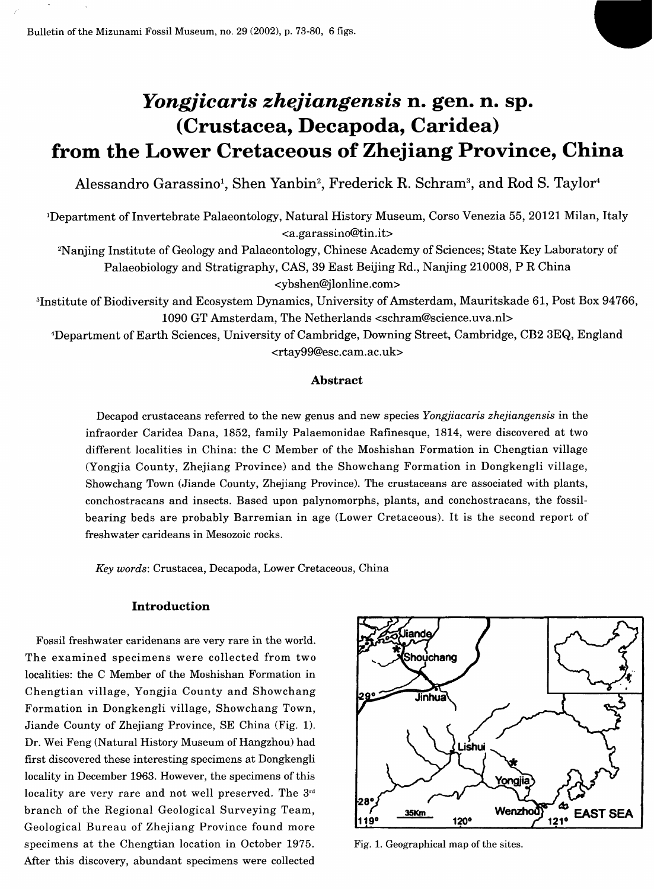# *Yongjicaris zhejiangensis* n. gen. n. sp. (Crustacea, Decapoda, Caridea) from the Lower Cretaceous of Zhejiang Province, China

Alessandro Garassino[1], Shen Yanbin[2], Frederick R. Schram[3], and Rod S. Taylor[4]

[1]Department of Invertebrate Palaeontology, Natural History Museum, Corso Venezia 55, 20121 Milan, Italy <a.garassino@tin.it>

[2]Nanjing Institute of Geology and Palaeontology, Chinese Academy of Sciences; State Key Laboratory of Palaeobiology and Stratigraphy, CAS, 39 East Beijing Rd., Nanjing 210008, P R China <ybshen@jlonline.com>

[3]Institute of Biodiversity and Ecosystem Dynamics, University of Amsterdam, Mauritskade 61, Post Box 94766, 1090 GT Amsterdam, The Netherlands <schram@science.uva.nl>

[4]Department of Earth Sciences, University of Cambridge, Downing Street, Cambridge, CB2 3EQ, England <rtay99@esc.cam.ac.uk>

## Abstract

Decapod crustaceans referred to the new genus and new species *Yongjiacaris zhejiangensis* in the infraorder Caridea Dana, 1852, family Palaemonidae Rafinesque, 1814, were discovered at two different localities in China: the C Member of the Moshishan Formation in Chengtian village (Yongjia County, Zhejiang Province) and the Showchang Formation in Dongkengli village, Showchang Town (Jiande County, Zhejiang Province). The crustaceans are associated with plants, conchostracans and insects. Based upon palynomorphs, plants, and conchostracans, the fossil-bearing beds are probably Barremian in age (Lower Cretaceous). It is the second report of freshwater carideans in Mesozoic rocks.

*Key words*: Crustacea, Decapoda, Lower Cretaceous, China

## Introduction

Fossil freshwater caridenans are very rare in the world. The examined specimens were collected from two localities: the C Member of the Moshishan Formation in Chengtian village, Yongjia County and Showchang Formation in Dongkengli village, Showchang Town, Jiande County of Zhejiang Province, SE China (Fig. 1). Dr. Wei Feng (Natural History Museum of Hangzhou) had first discovered these interesting specimens at Dongkengli locality in December 1963. However, the specimens of this locality are very rare and not well preserved. The 3rd branch of the Regional Geological Surveying Team, Geological Bureau of Zhejiang Province found more specimens at the Chengtian location in October 1975. After this discovery, abundant specimens were collected

Fig. 1. Geographical map of the sites.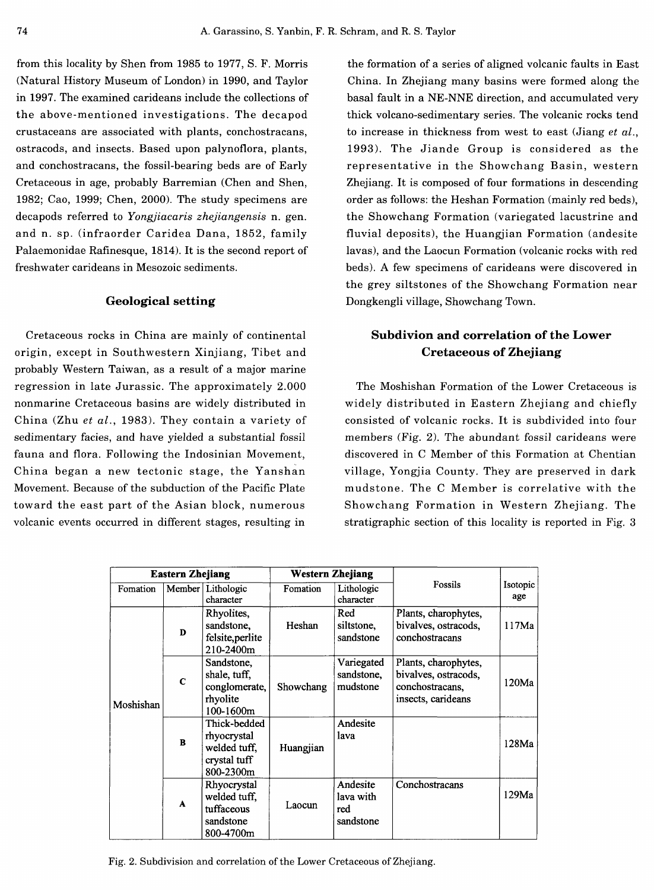from this locality by Shen from 1985 to 1977, S. F. Morris (Natural History Museum of London) in 1990, and Taylor in 1997. The examined carideans include the collections of the above-mentioned investigations. The decapod crustaceans are associated with plants, conchostracans, ostracods, and insects. Based upon palynoflora, plants, and conchostracans, the fossil-bearing beds are of Early Cretaceous in age, probably Barremian (Chen and Shen, 1982; Cao, 1999; Chen, 2000). The study specimens are decapods referred to *Yongjiacaris zhejiangensis* n. gen. and n. sp. (infraorder Caridea Dana, 1852, family Palaemonidae Rafinesque, 1814). It is the second report of freshwater carideans in Mesozoic sediments.

## Geological setting

Cretaceous rocks in China are mainly of continental origin, except in Southwestern Xinjiang, Tibet and probably Western Taiwan, as a result of a major marine regression in late Jurassic. The approximately 2.000 nonmarine Cretaceous basins are widely distributed in China (Zhu *et al.*, 1983). They contain a variety of sedimentary facies, and have yielded a substantial fossil fauna and flora. Following the Indosinian Movement, China began a new tectonic stage, the Yanshan Movement. Because of the subduction of the Pacific Plate toward the east part of the Asian block, numerous volcanic events occurred in different stages, resulting in the formation of a series of aligned volcanic faults in East China. In Zhejiang many basins were formed along the basal fault in a NE-NNE direction, and accumulated very thick volcano-sedimentary series. The volcanic rocks tend to increase in thickness from west to east (Jiang *et al.*, 1993). The Jiande Group is considered as the representative in the Showchang Basin, western Zhejiang. It is composed of four formations in descending order as follows: the Heshan Formation (mainly red beds), the Showchang Formation (variegated lacustrine and fluvial deposits), the Huangjian Formation (andesite lavas), and the Laocun Formation (volcanic rocks with red beds). A few specimens of carideans were discovered in the grey siltstones of the Showchang Formation near Dongkengli village, Showchang Town.

## Subdivion and correlation of the Lower Cretaceous of Zhejiang

The Moshishan Formation of the Lower Cretaceous is widely distributed in Eastern Zhejiang and chiefly consisted of volcanic rocks. It is subdivided into four members (Fig. 2). The abundant fossil carideans were discovered in C Member of this Formation at Chentian village, Yongjia County. They are preserved in dark mudstone. The C Member is correlative with the Showchang Formation in Western Zhejiang. The stratigraphic section of this locality is reported in Fig. 3

| Eastern Zhejiang | | | Western Zhejiang | | Fossils | Isotopic age |
|---|---|---|---|---|---|---|
| Fomation | Member | Lithologic character | Fomation | Lithologic character | | |
| Moshishan | D | Rhyolites, sandstone, felsite, perlite 210-2400m | Heshan | Red siltstone, sandstone | Plants, charophytes, bivalves, ostracods, conchostracans | 117Ma |
| | C | Sandstone, shale, tuff, conglomerate, rhyolite 100-1600m | Showchang | Variegated sandstone, mudstone | Plants, charophytes, bivalves, ostracods, conchostracans, insects, carideans | 120Ma |
| | B | Thick-bedded rhyocrystal welded tuff, crystal tuff 800-2300m | Huangjian | Andesite lava | | 128Ma |
| | A | Rhyocrystal welded tuff, tuffaceous sandstone 800-4700m | Laocun | Andesite lava with red sandstone | Conchostracans | 129Ma |

Fig. 2. Subdivision and correlation of the Lower Cretaceous of Zhejiang.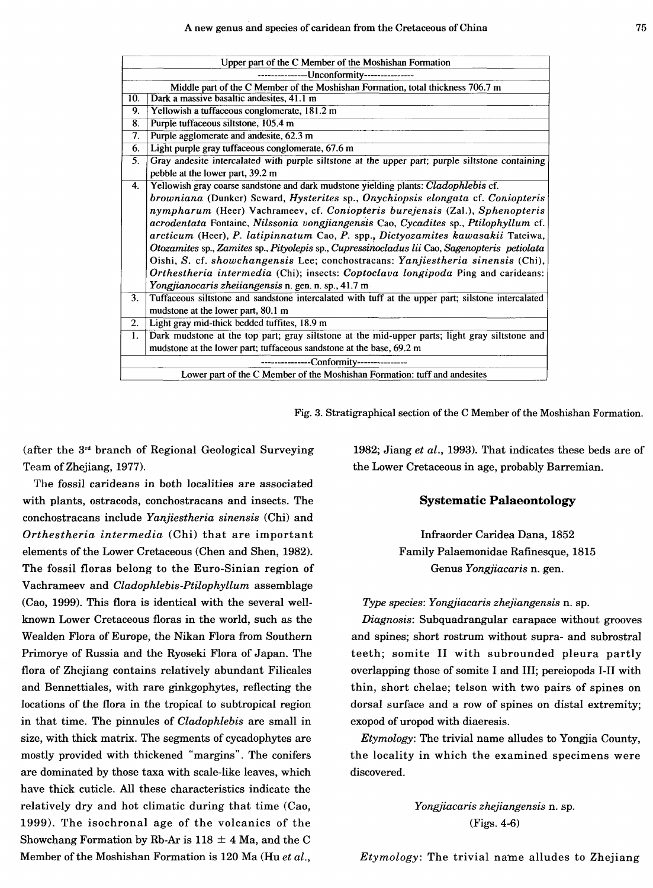| Upper part of the C Member of the Moshishan Formation | |
|---|---|
| ---------------Unconformity--------------- | |
| Middle part of the C Member of the Moshishan Formation, total thickness 706.7 m | |
| 10. | Dark a massive basaltic andesites, 41.1 m |
| 9. | Yellowish a tuffaceous conglomerate, 181.2 m |
| 8. | Purple tuffaceous siltstone, 105.4 m |
| 7. | Purple agglomerate and andesite, 62.3 m |
| 6. | Light purple gray tuffaceous conglomerate, 67.6 m |
| 5. | Gray andesite intercalated with purple siltstone at the upper part; purple siltstone containing pebble at the lower part, 39.2 m |
| 4. | Yellowish gray coarse sandstone and dark mudstone yielding plants: *Cladophlebis* cf. *browniana* (Dunker) Seward, *Hysterites* sp., *Onychiopsis elongata* cf. *Coniopteris nympharum* (Heer) Vachrameev, cf. *Coniopteris burejensis* (Zal.), *Sphenopteris acrodentata* Fontaine, *Nilssonia vongjiangensis* Cao, *Cycadites* sp., *Ptilophyllum* cf. *arcticum* (Heer), *P. latipinnatum* Cao, *P.* spp., *Dictyozamites kawasakii* Tateiwa, *Otozamites* sp., *Zamites* sp., *Pityolepis* sp., *Cupressinocladus lii* Cao, *Sagenopteris petiolata* Oishi, *S.* cf. *showchangensis* Lee; conchostracans: *Yanjiestheria sinensis* (Chi), *Orthestheria intermedia* (Chi); insects: *Coptoclava longipoda* Ping and carideans: *Yongjianocaris zheiiangensis* n. gen. n. sp., 41.7 m |
| 3. | Tuffaceous siltstone and sandstone intercalated with tuff at the upper part; silstone intercalated mudstone at the lower part, 80.1 m |
| 2. | Light gray mid-thick bedded tuffites, 18.9 m |
| 1. | Dark mudstone at the top part; gray siltstone at the mid-upper parts; light gray siltstone and mudstone at the lower part; tuffaceous sandstone at the base, 69.2 m |
| ---------------Conformity--------------- | |
| Lower part of the C Member of the Moshishan Formation: tuff and andesites | |

Fig. 3. Stratigraphical section of the C Member of the Moshishan Formation.

(after the 3rd branch of Regional Geological Surveying Team of Zhejiang, 1977).

The fossil carideans in both localities are associated with plants, ostracods, conchostracans and insects. The conchostracans include *Yanjiestheria sinensis* (Chi) and *Orthestheria intermedia* (Chi) that are important elements of the Lower Cretaceous (Chen and Shen, 1982). The fossil floras belong to the Euro-Sinian region of Vachrameev and *Cladophlebis-Ptilophyllum* assemblage (Cao, 1999). This flora is identical with the several well-known Lower Cretaceous floras in the world, such as the Wealden Flora of Europe, the Nikan Flora from Southern Primorye of Russia and the Ryoseki Flora of Japan. The flora of Zhejiang contains relatively abundant Filicales and Bennettiales, with rare ginkgophytes, reflecting the locations of the flora in the tropical to subtropical region in that time. The pinnules of *Cladophlebis* are small in size, with thick matrix. The segments of cycadophytes are mostly provided with thickened "margins". The conifers are dominated by those taxa with scale-like leaves, which have thick cuticle. All these characteristics indicate the relatively dry and hot climatic during that time (Cao, 1999). The isochronal age of the volcanics of the Showchang Formation by Rb-Ar is $118 \pm 4$ Ma, and the C Member of the Moshishan Formation is 120 Ma (Hu *et al.*, 1982; Jiang *et al.*, 1993). That indicates these beds are of the Lower Cretaceous in age, probably Barremian.

## Systematic Palaeontology

Infraorder Caridea Dana, 1852

Family Palaemonidae Rafinesque, 1815

Genus *Yongjiacaris* n. gen.

*Type species*: *Yongjiacaris zhejiangensis* n. sp.

*Diagnosis*: Subquadrangular carapace without grooves and spines; short rostrum without supra- and subrostral teeth; somite II with subrounded pleura partly overlapping those of somite I and III; pereiopods I-II with thin, short chelae; telson with two pairs of spines on dorsal surface and a row of spines on distal extremity; exopod of uropod with diaeresis.

*Etymology*: The trivial name alludes to Yongjia County, the locality in which the examined specimens were discovered.

*Yongjiacaris zhejiangensis* n. sp.

(Figs. 4-6)

*Etymology*: The trivial name alludes to Zhejiang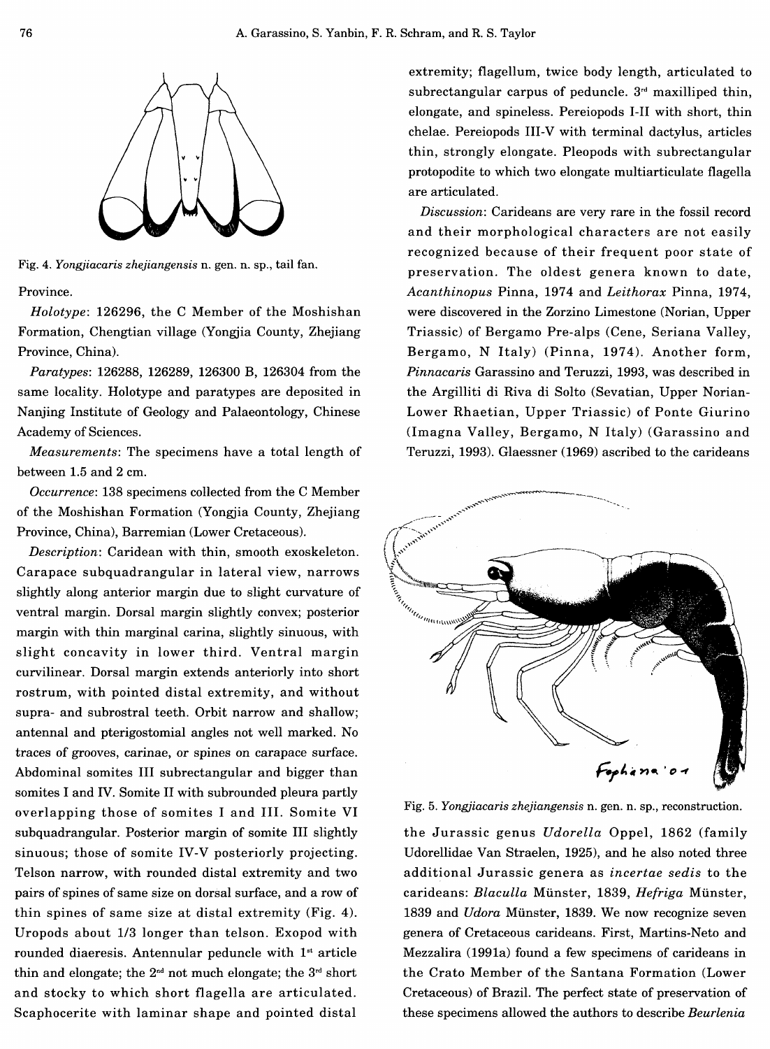Fig. 4. *Yongjiacaris zhejiangensis* n. gen. n. sp., tail fan.

Province.

*Holotype*: 126296, the C Member of the Moshishan Formation, Chengtian village (Yongjia County, Zhejiang Province, China).

*Paratypes*: 126288, 126289, 126300 B, 126304 from the same locality. Holotype and paratypes are deposited in Nanjing Institute of Geology and Palaeontology, Chinese Academy of Sciences.

*Measurements*: The specimens have a total length of between 1.5 and 2 cm.

*Occurrence*: 138 specimens collected from the C Member of the Moshishan Formation (Yongjia County, Zhejiang Province, China), Barremian (Lower Cretaceous).

*Description*: Caridean with thin, smooth exoskeleton. Carapace subquadrangular in lateral view, narrows slightly along anterior margin due to slight curvature of ventral margin. Dorsal margin slightly convex; posterior margin with thin marginal carina, slightly sinuous, with slight concavity in lower third. Ventral margin curvilinear. Dorsal margin extends anteriorly into short rostrum, with pointed distal extremity, and without supra- and subrostral teeth. Orbit narrow and shallow; antennal and pterigostomial angles not well marked. No traces of grooves, carinae, or spines on carapace surface. Abdominal somites III subrectangular and bigger than somites I and IV. Somite II with subrounded pleura partly overlapping those of somites I and III. Somite VI subquadrangular. Posterior margin of somite III slightly sinuous; those of somite IV-V posteriorly projecting. Telson narrow, with rounded distal extremity and two pairs of spines of same size on dorsal surface, and a row of thin spines of same size at distal extremity (Fig. 4). Uropods about 1/3 longer than telson. Exopod with rounded diaeresis. Antennular peduncle with 1st article thin and elongate; the 2nd not much elongate; the 3rd short and stocky to which short flagella are articulated. Scaphocerite with laminar shape and pointed distal extremity; flagellum, twice body length, articulated to subrectangular carpus of peduncle. 3rd maxilliped thin, elongate, and spineless. Pereiopods I-II with short, thin chelae. Pereiopods III-V with terminal dactylus, articles thin, strongly elongate. Pleopods with subrectangular protopodite to which two elongate multiarticulate flagella are articulated.

*Discussion*: Carideans are very rare in the fossil record and their morphological characters are not easily recognized because of their frequent poor state of preservation. The oldest genera known to date, *Acanthinopus* Pinna, 1974 and *Leithorax* Pinna, 1974, were discovered in the Zorzino Limestone (Norian, Upper Triassic) of Bergamo Pre-alps (Cene, Seriana Valley, Bergamo, N Italy) (Pinna, 1974). Another form, *Pinnacaris* Garassino and Teruzzi, 1993, was described in the Argilliti di Riva di Solto (Sevatian, Upper Norian-Lower Rhaetian, Upper Triassic) of Ponte Giurino (Imagna Valley, Bergamo, N Italy) (Garassino and Teruzzi, 1993). Glaessner (1969) ascribed to the carideans the Jurassic genus *Udorella* Oppel, 1862 (family Udorellidae Van Straelen, 1925), and he also noted three additional Jurassic genera as *incertae sedis* to the carideans: *Blaculla* Münster, 1839, *Hefriga* Münster, 1839 and *Udora* Münster, 1839. We now recognize seven genera of Cretaceous carideans. First, Martins-Neto and Mezzalira (1991a) found a few specimens of carideans in the Crato Member of the Santana Formation (Lower Cretaceous) of Brazil. The perfect state of preservation of these specimens allowed the authors to describe *Beurlenia*

Fig. 5. *Yongjiacaris zhejiangensis* n. gen. n. sp., reconstruction.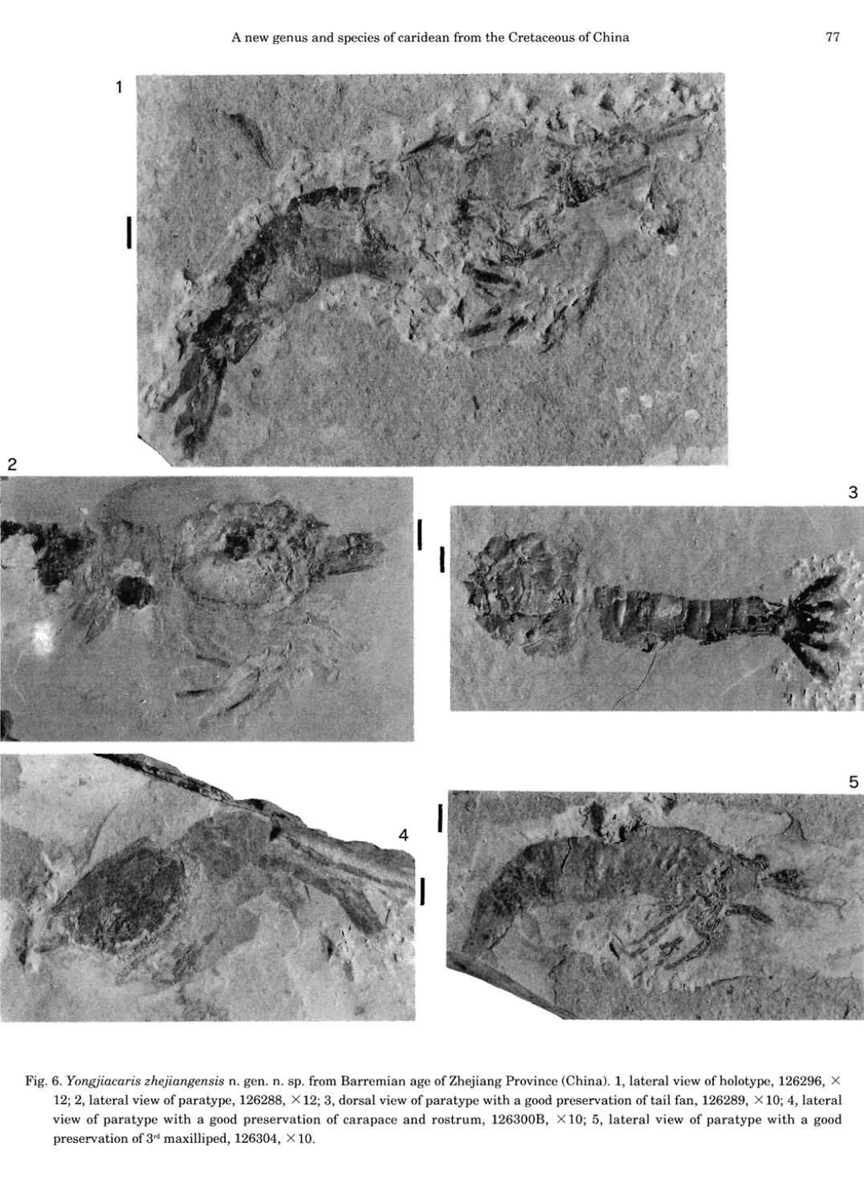Fig. 6. *Yongjiacaris zhejiangensis* n. gen. n. sp. from Barremian age of Zhejiang Province (China). 1, lateral view of holotype, 126296, ×12; 2, lateral view of paratype, 126288, ×12; 3, dorsal view of paratype with a good preservation of tail fan, 126289, ×10; 4, lateral view of paratype with a good preservation of carapace and rostrum, 126300B, ×10; 5, lateral view of paratype with a good preservation of 3rd maxilliped, 126304, ×10.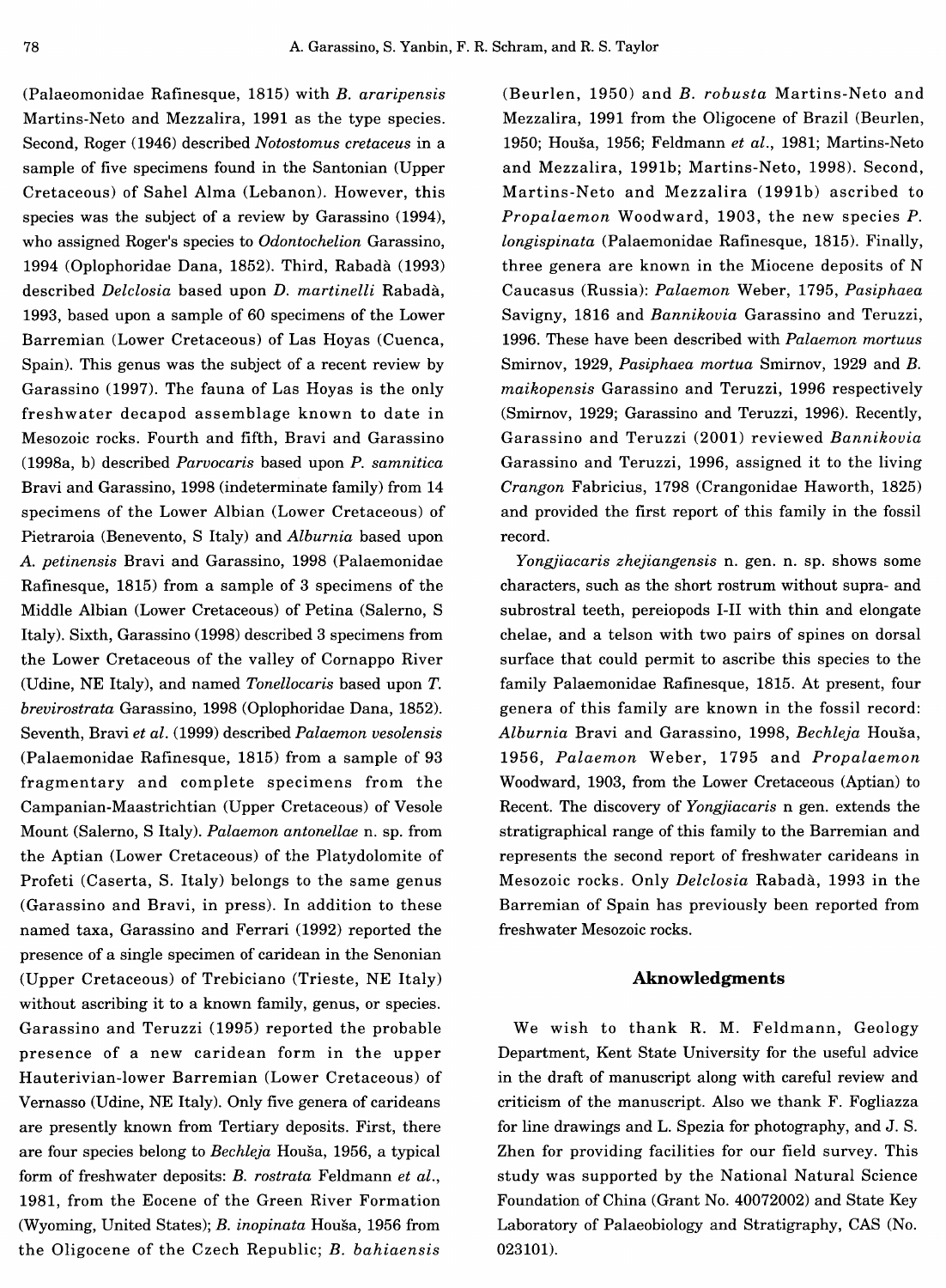(Palaeomonidae Rafinesque, 1815) with *B. araripensis* Martins-Neto and Mezzalira, 1991 as the type species. Second, Roger (1946) described *Notostomus cretaceus* in a sample of five specimens found in the Santonian (Upper Cretaceous) of Sahel Alma (Lebanon). However, this species was the subject of a review by Garassino (1994), who assigned Roger's species to *Odontochelion* Garassino, 1994 (Oplophoridae Dana, 1852). Third, Rabadà (1993) described *Delclosia* based upon *D. martinelli* Rabadà, 1993, based upon a sample of 60 specimens of the Lower Barremian (Lower Cretaceous) of Las Hoyas (Cuenca, Spain). This genus was the subject of a recent review by Garassino (1997). The fauna of Las Hoyas is the only freshwater decapod assemblage known to date in Mesozoic rocks. Fourth and fifth, Bravi and Garassino (1998a, b) described *Parvocaris* based upon *P. samnitica* Bravi and Garassino, 1998 (indeterminate family) from 14 specimens of the Lower Albian (Lower Cretaceous) of Pietraroia (Benevento, S Italy) and *Alburnia* based upon *A. petinensis* Bravi and Garassino, 1998 (Palaemonidae Rafinesque, 1815) from a sample of 3 specimens of the Middle Albian (Lower Cretaceous) of Petina (Salerno, S Italy). Sixth, Garassino (1998) described 3 specimens from the Lower Cretaceous of the valley of Cornappo River (Udine, NE Italy), and named *Tonellocaris* based upon *T. brevirostrata* Garassino, 1998 (Oplophoridae Dana, 1852). Seventh, Bravi *et al.* (1999) described *Palaemon vesolensis* (Palaemonidae Rafinesque, 1815) from a sample of 93 fragmentary and complete specimens from the Campanian-Maastrichtian (Upper Cretaceous) of Vesole Mount (Salerno, S Italy). *Palaemon antonellae* n. sp. from the Aptian (Lower Cretaceous) of the Platydolomite of Profeti (Caserta, S. Italy) belongs to the same genus (Garassino and Bravi, in press). In addition to these named taxa, Garassino and Ferrari (1992) reported the presence of a single specimen of caridean in the Senonian (Upper Cretaceous) of Trebiciano (Trieste, NE Italy) without ascribing it to a known family, genus, or species. Garassino and Teruzzi (1995) reported the probable presence of a new caridean form in the upper Hauterivian-lower Barremian (Lower Cretaceous) of Vernasso (Udine, NE Italy). Only five genera of carideans are presently known from Tertiary deposits. First, there are four species belong to *Bechleja* Houša, 1956, a typical form of freshwater deposits: *B. rostrata* Feldmann *et al.*, 1981, from the Eocene of the Green River Formation (Wyoming, United States); *B. inopinata* Houša, 1956 from the Oligocene of the Czech Republic; *B. bahiaensis* (Beurlen, 1950) and *B. robusta* Martins-Neto and Mezzalira, 1991 from the Oligocene of Brazil (Beurlen, 1950; Houša, 1956; Feldmann *et al.*, 1981; Martins-Neto and Mezzalira, 1991b; Martins-Neto, 1998). Second, Martins-Neto and Mezzalira (1991b) ascribed to *Propalaemon* Woodward, 1903, the new species *P. longispinata* (Palaemonidae Rafinesque, 1815). Finally, three genera are known in the Miocene deposits of N Caucasus (Russia): *Palaemon* Weber, 1795, *Pasiphaea* Savigny, 1816 and *Bannikovia* Garassino and Teruzzi, 1996. These have been described with *Palaemon mortuus* Smirnov, 1929, *Pasiphaea mortua* Smirnov, 1929 and *B. maikopensis* Garassino and Teruzzi, 1996 respectively (Smirnov, 1929; Garassino and Teruzzi, 1996). Recently, Garassino and Teruzzi (2001) reviewed *Bannikovia* Garassino and Teruzzi, 1996, assigned it to the living *Crangon* Fabricius, 1798 (Crangonidae Haworth, 1825) and provided the first report of this family in the fossil record.

*Yongjiacaris zhejiangensis* n. gen. n. sp. shows some characters, such as the short rostrum without supra- and subrostral teeth, pereiopods I-II with thin and elongate chelae, and a telson with two pairs of spines on dorsal surface that could permit to ascribe this species to the family Palaemonidae Rafinesque, 1815. At present, four genera of this family are known in the fossil record: *Alburnia* Bravi and Garassino, 1998, *Bechleja* Houša, 1956, *Palaemon* Weber, 1795 and *Propalaemon* Woodward, 1903, from the Lower Cretaceous (Aptian) to Recent. The discovery of *Yongjiacaris* n gen. extends the stratigraphical range of this family to the Barremian and represents the second report of freshwater carideans in Mesozoic rocks. Only *Delclosia* Rabadà, 1993 in the Barremian of Spain has previously been reported from freshwater Mesozoic rocks.

## Aknowledgments

We wish to thank R. M. Feldmann, Geology Department, Kent State University for the useful advice in the draft of manuscript along with careful review and criticism of the manuscript. Also we thank F. Fogliazza for line drawings and L. Spezia for photography, and J. S. Zhen for providing facilities for our field survey. This study was supported by the National Natural Science Foundation of China (Grant No. 40072002) and State Key Laboratory of Palaeobiology and Stratigraphy, CAS (No. 023101).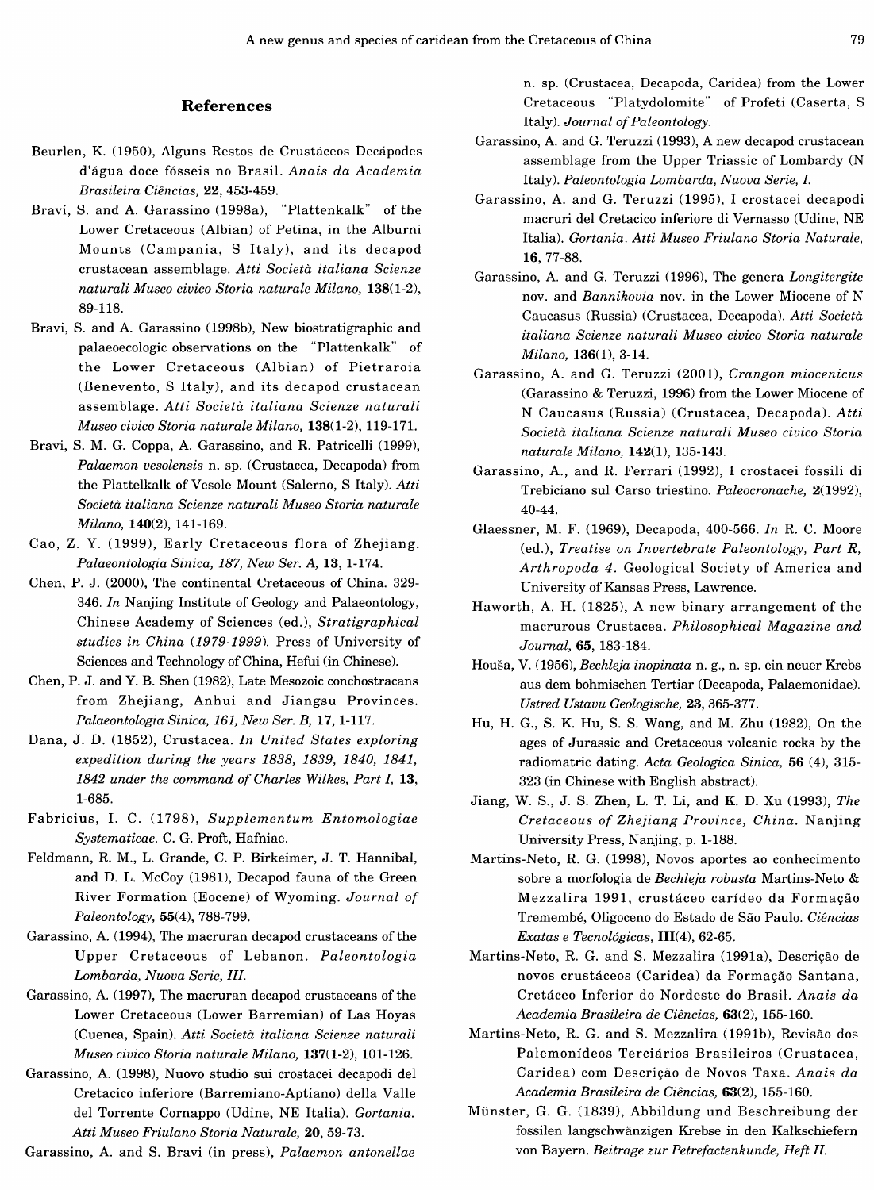## References

Beurlen, K. (1950), Alguns Restos de Crustáceos Decápodes d'água doce fósseis no Brasil. *Anais da Academia Brasileira Ciências*, **22**, 453-459.

Bravi, S. and A. Garassino (1998a), "Plattenkalk" of the Lower Cretaceous (Albian) of Petina, in the Alburni Mounts (Campania, S Italy), and its decapod crustacean assemblage. *Atti Società italiana Scienze naturali Museo civico Storia naturale Milano,* **138**(1-2), 89-118.

Bravi, S. and A. Garassino (1998b), New biostratigraphic and palaeoecologic observations on the "Plattenkalk" of the Lower Cretaceous (Albian) of Pietraroia (Benevento, S Italy), and its decapod crustacean assemblage. *Atti Società italiana Scienze naturali Museo civico Storia naturale Milano,* **138**(1-2), 119-171.

Bravi, S. M. G. Coppa, A. Garassino, and R. Patricelli (1999), *Palaemon vesolensis* n. sp. (Crustacea, Decapoda) from the Plattelkalk of Vesole Mount (Salerno, S Italy). *Atti Società italiana Scienze naturali Museo Storia naturale Milano,* **140**(2), 141-169.

Cao, Z. Y. (1999), Early Cretaceous flora of Zhejiang. *Palaeontologia Sinica, 187, New Ser. A,* **13**, 1-174.

Chen, P. J. (2000), The continental Cretaceous of China. 329-346. *In* Nanjing Institute of Geology and Palaeontology, Chinese Academy of Sciences (ed.), *Stratigraphical studies in China (1979-1999).* Press of University of Sciences and Technology of China, Hefui (in Chinese).

Chen, P. J. and Y. B. Shen (1982), Late Mesozoic conchostracans from Zhejiang, Anhui and Jiangsu Provinces. *Palaeontologia Sinica, 161, New Ser. B,* **17**, 1-117.

Dana, J. D. (1852), Crustacea. *In United States exploring expedition during the years 1838, 1839, 1840, 1841, 1842 under the command of Charles Wilkes, Part I,* **13**, 1-685.

Fabricius, I. C. (1798), *Supplementum Entomologiae Systematicae.* C. G. Proft, Hafniae.

Feldmann, R. M., L. Grande, C. P. Birkeimer, J. T. Hannibal, and D. L. McCoy (1981), Decapod fauna of the Green River Formation (Eocene) of Wyoming. *Journal of Paleontology,* **55**(4), 788-799.

Garassino, A. (1994), The macruran decapod crustaceans of the Upper Cretaceous of Lebanon. *Paleontologia Lombarda, Nuova Serie, III.*

Garassino, A. (1997), The macruran decapod crustaceans of the Lower Cretaceous (Lower Barremian) of Las Hoyas (Cuenca, Spain). *Atti Società italiana Scienze naturali Museo civico Storia naturale Milano,* **137**(1-2), 101-126.

Garassino, A. (1998), Nuovo studio sui crostacei decapodi del Cretacico inferiore (Barremiano-Aptiano) della Valle del Torrente Cornappo (Udine, NE Italia). *Gortania. Atti Museo Friulano Storia Naturale,* **20**, 59-73.

Garassino, A. and S. Bravi (in press), *Palaemon antonellae* n. sp. (Crustacea, Decapoda, Caridea) from the Lower Cretaceous "Platydolomite" of Profeti (Caserta, S Italy). *Journal of Paleontology.*

Garassino, A. and G. Teruzzi (1993), A new decapod crustacean assemblage from the Upper Triassic of Lombardy (N Italy). *Paleontologia Lombarda, Nuova Serie, I.*

Garassino, A. and G. Teruzzi (1995), I crostacei decapodi macruri del Cretacico inferiore di Vernasso (Udine, NE Italia). *Gortania. Atti Museo Friulano Storia Naturale,* **16**, 77-88.

Garassino, A. and G. Teruzzi (1996), The genera *Longitergite* nov. and *Bannikovia* nov. in the Lower Miocene of N Caucasus (Russia) (Crustacea, Decapoda). *Atti Società italiana Scienze naturali Museo civico Storia naturale Milano,* **136**(1), 3-14.

Garassino, A. and G. Teruzzi (2001), *Crangon miocenicus* (Garassino & Teruzzi, 1996) from the Lower Miocene of N Caucasus (Russia) (Crustacea, Decapoda). *Atti Società italiana Scienze naturali Museo civico Storia naturale Milano,* **142**(1), 135-143.

Garassino, A., and R. Ferrari (1992), I crostacei fossili di Trebiciano sul Carso triestino. *Paleocronache,* **2**(1992), 40-44.

Glaessner, M. F. (1969), Decapoda, 400-566. *In* R. C. Moore (ed.), *Treatise on Invertebrate Paleontology, Part R, Arthropoda 4.* Geological Society of America and University of Kansas Press, Lawrence.

Haworth, A. H. (1825), A new binary arrangement of the macrurous Crustacea. *Philosophical Magazine and Journal,* **65**, 183-184.

Houša, V. (1956), *Bechleja inopinata* n. g., n. sp. ein neuer Krebs aus dem bohmischen Tertiar (Decapoda, Palaemonidae). *Ustred Ustavu Geologische,* **23**, 365-377.

Hu, H. G., S. K. Hu, S. S. Wang, and M. Zhu (1982), On the ages of Jurassic and Cretaceous volcanic rocks by the radiomatric dating. *Acta Geologica Sinica,* **56** (4), 315-323 (in Chinese with English abstract).

Jiang, W. S., J. S. Zhen, L. T. Li, and K. D. Xu (1993), *The Cretaceous of Zhejiang Province, China.* Nanjing University Press, Nanjing, p. 1-188.

Martins-Neto, R. G. (1998), Novos aportes ao conhecimento sobre a morfologia de *Bechleja robusta* Martins-Neto & Mezzalira 1991, crustáceo carídeo da Formação Tremembé, Oligoceno do Estado de São Paulo. *Ciências Exatas e Tecnológicas,* **III**(4), 62-65.

Martins-Neto, R. G. and S. Mezzalira (1991a), Descrição de novos crustáceos (Caridea) da Formação Santana, Cretáceo Inferior do Nordeste do Brasil. *Anais da Academia Brasileira de Ciências,* **63**(2), 155-160.

Martins-Neto, R. G. and S. Mezzalira (1991b), Revisão dos Palemonídeos Terciários Brasileiros (Crustacea, Caridea) com Descrição de Novos Taxa. *Anais da Academia Brasileira de Ciências,* **63**(2), 155-160.

Münster, G. G. (1839), Abbildung und Beschreibung der fossilen langschwänzigen Krebse in den Kalkschiefern von Bayern. *Beitrage zur Petrefactenkunde, Heft II.*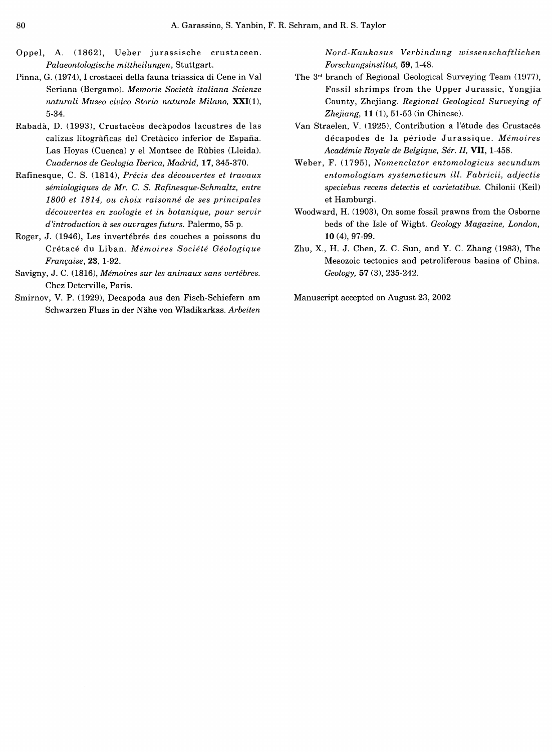Oppel, A. (1862), Ueber jurassische crustaceen. *Palaeontologische mittheilungen*, Stuttgart.

Pinna, G. (1974), I crostacei della fauna triassica di Cene in Val Seriana (Bergamo). *Memorie Società italiana Scienze naturali Museo civico Storia naturale Milano,* **XXI**(1), 5-34.

Rabadà, D. (1993), Crustacèos decàpodos lacustres de las calizas litogràficas del Cretàcico inferior de España. Las Hoyas (Cuenca) y el Montsec de Rùbies (Lleida). *Cuadernos de Geologia Iberica, Madrid,* **17**, 345-370.

Rafinesque, C. S. (1814), *Précis des découvertes et travaux sémiologiques de Mr. C. S. Rafinesque-Schmaltz, entre 1800 et 1814, ou choix raisonné de ses principales découvertes en zoologie et in botanique, pour servir d'introduction à ses ouvrages futurs.* Palermo, 55 p.

Roger, J. (1946), Les invertébrés des couches a poissons du Crétacé du Liban. *Mémoires Société Géologique Française*, **23**, 1-92.

Savigny, J. C. (1816), *Mémoires sur les animaux sans vertébres.* Chez Deterville, Paris.

Smirnov, V. P. (1929), Decapoda aus den Fisch-Schiefern am Schwarzen Fluss in der Nähe von Wladikarkas. *Arbeiten Nord-Kaukasus Verbindung wissenschaftlichen Forschungsinstitut,* **59**, 1-48.

The 3rd branch of Regional Geological Surveying Team (1977), Fossil shrimps from the Upper Jurassic, Yongjia County, Zhejiang. *Regional Geological Surveying of Zhejiang,* **11** (1), 51-53 (in Chinese).

Van Straelen, V. (1925), Contribution a l'étude des Crustacés décapodes de la période Jurassique. *Mémoires Académie Royale de Belgique, Sér. II,* **VII**, 1-458.

Weber, F. (1795), *Nomenclator entomologicus secundum entomologiam systematicum ill. Fabricii, adjectis speciebus recens detectis et varietatibus.* Chilonii (Keil) et Hamburgi.

Woodward, H. (1903), On some fossil prawns from the Osborne beds of the Isle of Wight. *Geology Magazine, London,* **10** (4), 97-99.

Zhu, X., H. J. Chen, Z. C. Sun, and Y. C. Zhang (1983), The Mesozoic tectonics and petroliferous basins of China. *Geology,* **57** (3), 235-242.

Manuscript accepted on August 23, 2002